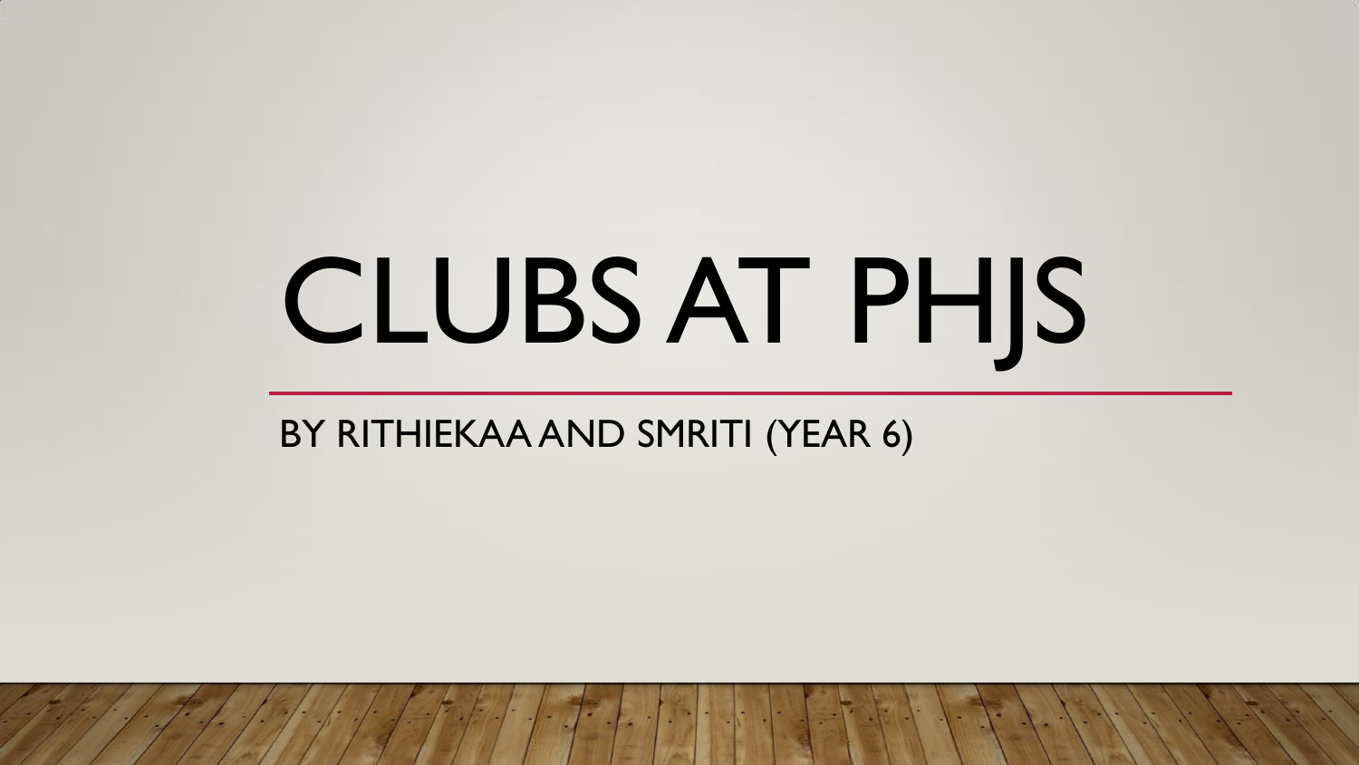# CLUBS AT PHJS

BY RITHIEKAA AND SMRITI (YEAR 6)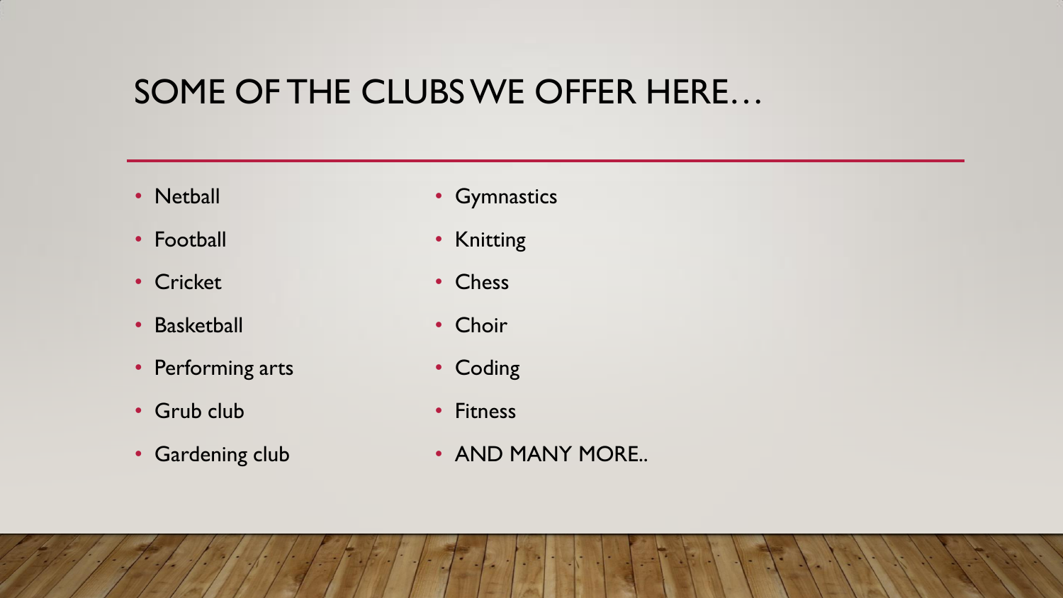# SOME OF THE CLUBS WE OFFER HERE…

- Netball
- Football
- Cricket
- Basketball
- Performing arts
- Grub club
- Gardening club
- Gymnastics
- Knitting
- Chess
- Choir
- Coding
- Fitness
- AND MANY MORE..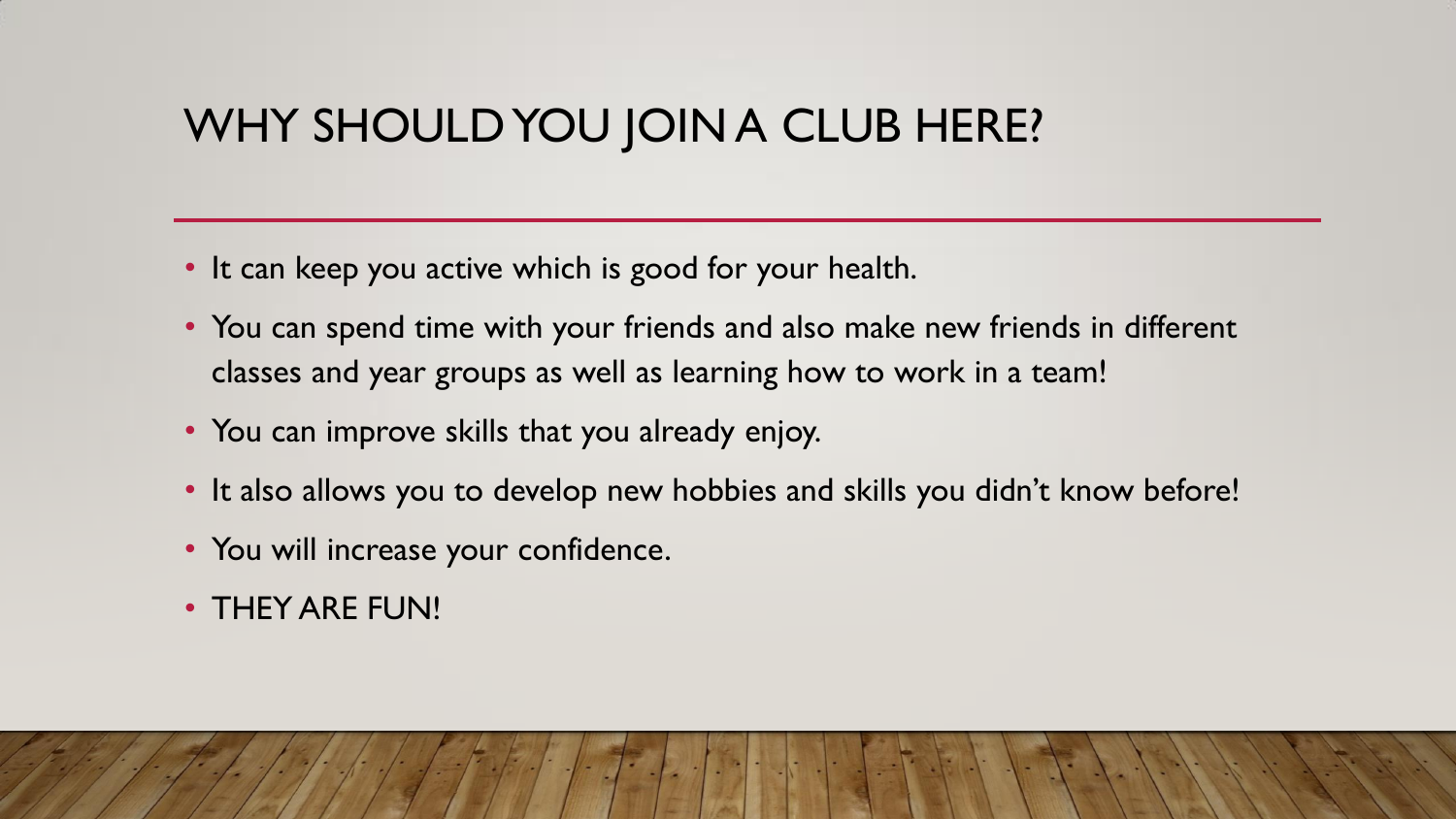# WHY SHOULD YOU JOIN A CLUB HERE?

- It can keep you active which is good for your health.
- You can spend time with your friends and also make new friends in different classes and year groups as well as learning how to work in a team!
- You can improve skills that you already enjoy.
- It also allows you to develop new hobbies and skills you didn't know before!
- You will increase your confidence.
- THEY ARE FUN!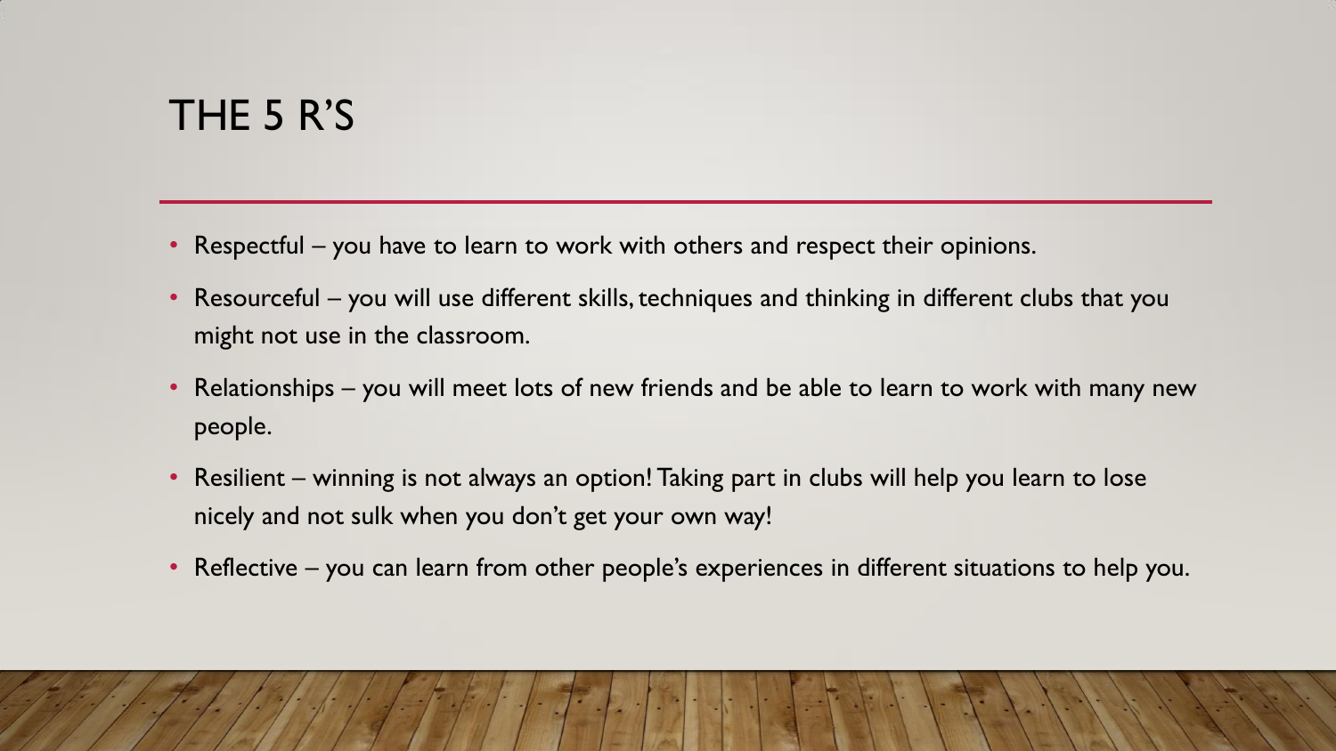# THE 5 R'S

- Respectful – you have to learn to work with others and respect their opinions.
- Resourceful – you will use different skills, techniques and thinking in different clubs that you might not use in the classroom.
- Relationships – you will meet lots of new friends and be able to learn to work with many new people.
- Resilient – winning is not always an option! Taking part in clubs will help you learn to lose nicely and not sulk when you don't get your own way!
- Reflective – you can learn from other people's experiences in different situations to help you.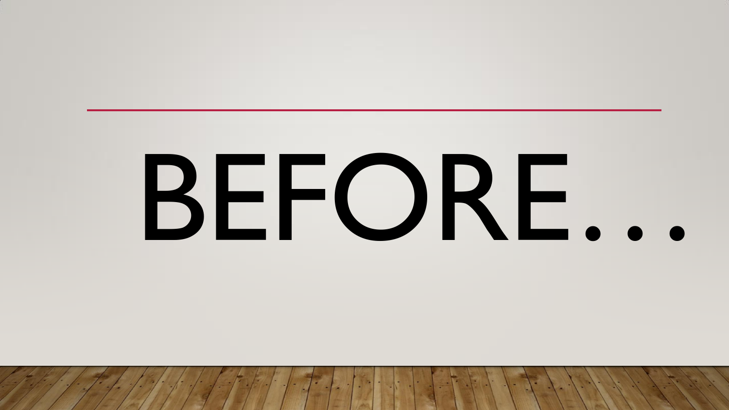# BEFORE…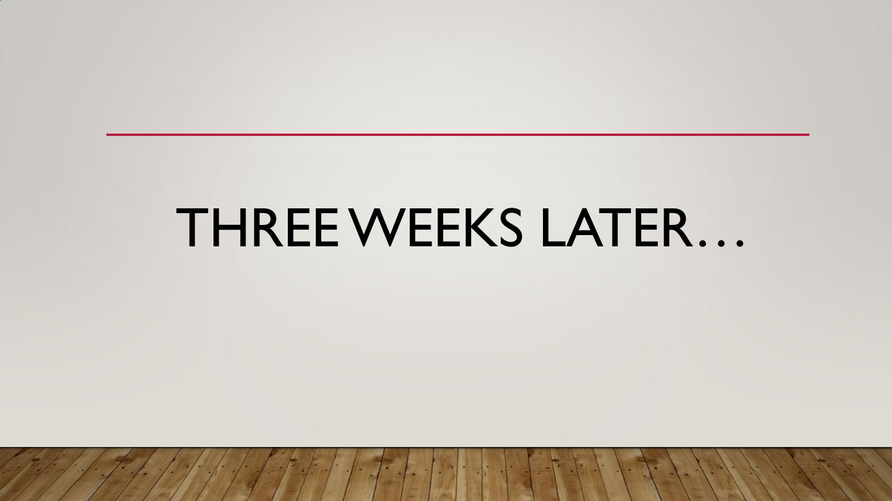# THREE WEEKS LATER…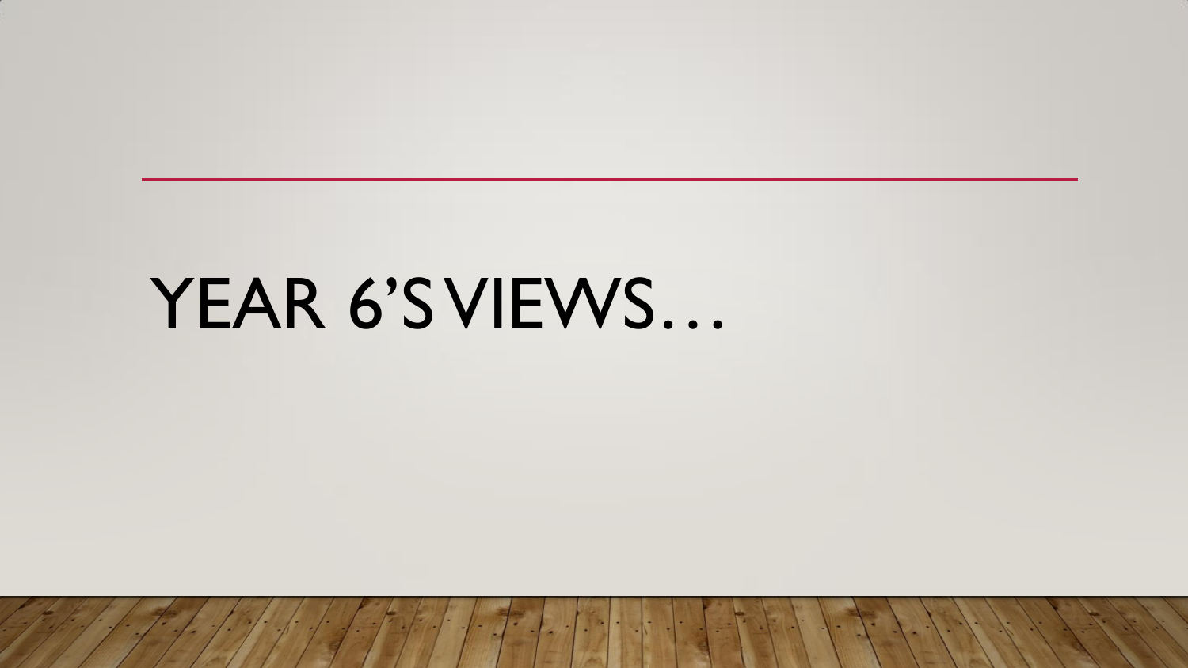# YEAR 6'S VIEWS…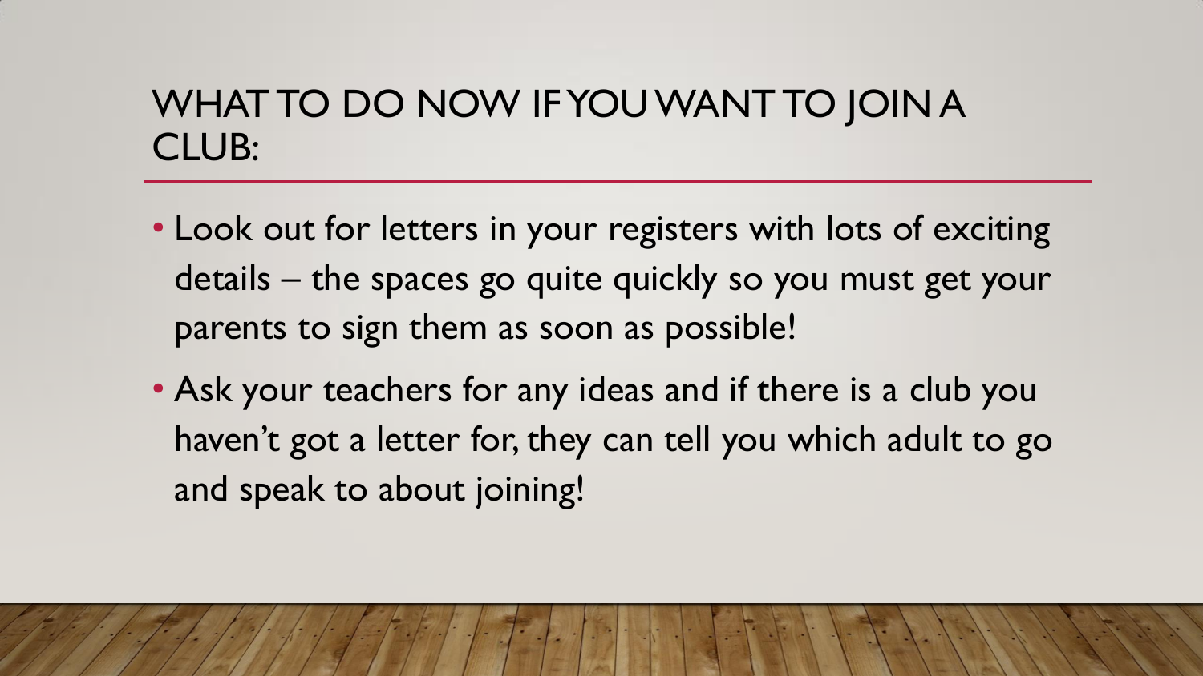# WHAT TO DO NOW IF YOU WANT TO JOIN A CLUB:

- Look out for letters in your registers with lots of exciting details – the spaces go quite quickly so you must get your parents to sign them as soon as possible!
- Ask your teachers for any ideas and if there is a club you haven't got a letter for, they can tell you which adult to go and speak to about joining!